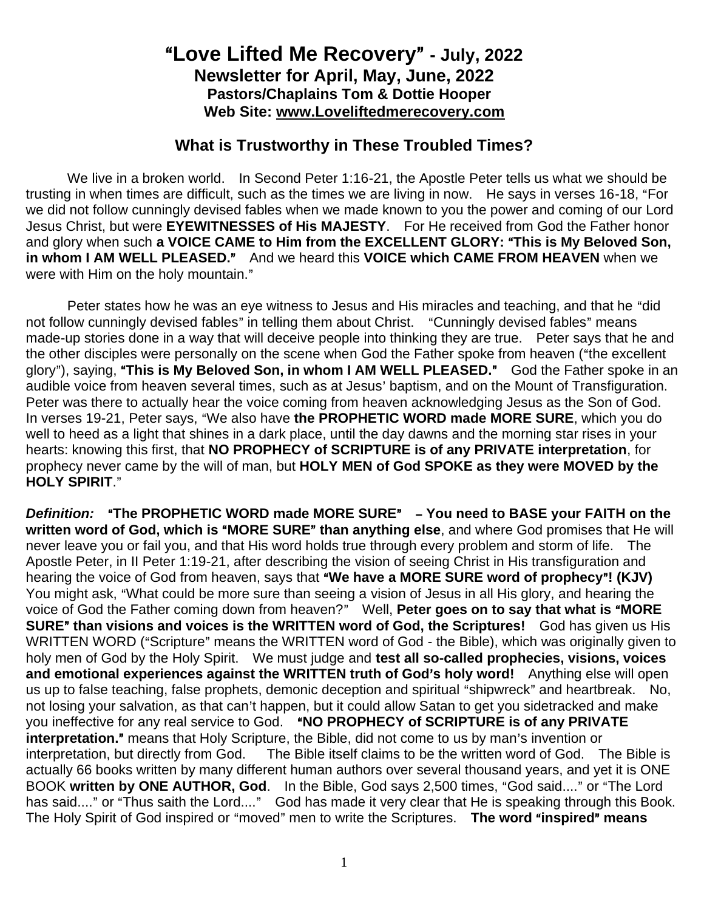# "Love Lifted Me Recovery" - July, 2022

## Newsletter for April, May, June, 2022

### Pastors/Chaplains Tom & Dottie Hooper

### Web Site: www.Loveliftedmerecovery.com

## What is Trustworthy in These Troubled Times?

We live in a broken world. In Second Peter 1:16-21, the Apostle Peter tells us what we should be trusting in when times are difficult, such as the times we are living in now. He says in verses 16-18, "For we did not follow cunningly devised fables when we made known to you the power and coming of our Lord Jesus Christ, but were **EYEWITNESSES of His MAJESTY**. For He received from God the Father honor and glory when such **a VOICE CAME to Him from the EXCELLENT GLORY: "This is My Beloved Son, in whom I AM WELL PLEASED."** And we heard this **VOICE which CAME FROM HEAVEN** when we were with Him on the holy mountain."

Peter states how he was an eye witness to Jesus and His miracles and teaching, and that he "did not follow cunningly devised fables" in telling them about Christ. "Cunningly devised fables" means made-up stories done in a way that will deceive people into thinking they are true. Peter says that he and the other disciples were personally on the scene when God the Father spoke from heaven ("the excellent glory"), saying, **"This is My Beloved Son, in whom I AM WELL PLEASED."** God the Father spoke in an audible voice from heaven several times, such as at Jesus' baptism, and on the Mount of Transfiguration. Peter was there to actually hear the voice coming from heaven acknowledging Jesus as the Son of God. In verses 19-21, Peter says, "We also have **the PROPHETIC WORD made MORE SURE**, which you do well to heed as a light that shines in a dark place, until the day dawns and the morning star rises in your hearts: knowing this first, that **NO PROPHECY of SCRIPTURE is of any PRIVATE interpretation**, for prophecy never came by the will of man, but **HOLY MEN of God SPOKE as they were MOVED by the HOLY SPIRIT**."

***Definition:*** **"The PROPHETIC WORD made MORE SURE" – You need to BASE your FAITH on the written word of God, which is "MORE SURE" than anything else**, and where God promises that He will never leave you or fail you, and that His word holds true through every problem and storm of life. The Apostle Peter, in II Peter 1:19-21, after describing the vision of seeing Christ in His transfiguration and hearing the voice of God from heaven, says that **"We have a MORE SURE word of prophecy"! (KJV)** You might ask, "What could be more sure than seeing a vision of Jesus in all His glory, and hearing the voice of God the Father coming down from heaven?" Well, **Peter goes on to say that what is "MORE SURE" than visions and voices is the WRITTEN word of God, the Scriptures!** God has given us His WRITTEN WORD ("Scripture" means the WRITTEN word of God - the Bible), which was originally given to holy men of God by the Holy Spirit. We must judge and **test all so-called prophecies, visions, voices and emotional experiences against the WRITTEN truth of God's holy word!** Anything else will open us up to false teaching, false prophets, demonic deception and spiritual "shipwreck" and heartbreak. No, not losing your salvation, as that can't happen, but it could allow Satan to get you sidetracked and make you ineffective for any real service to God. **"NO PROPHECY of SCRIPTURE is of any PRIVATE interpretation."** means that Holy Scripture, the Bible, did not come to us by man's invention or interpretation, but directly from God. The Bible itself claims to be the written word of God. The Bible is actually 66 books written by many different human authors over several thousand years, and yet it is ONE BOOK **written by ONE AUTHOR, God**. In the Bible, God says 2,500 times, "God said...." or "The Lord has said...." or "Thus saith the Lord...." God has made it very clear that He is speaking through this Book. The Holy Spirit of God inspired or "moved" men to write the Scriptures. **The word "inspired" means**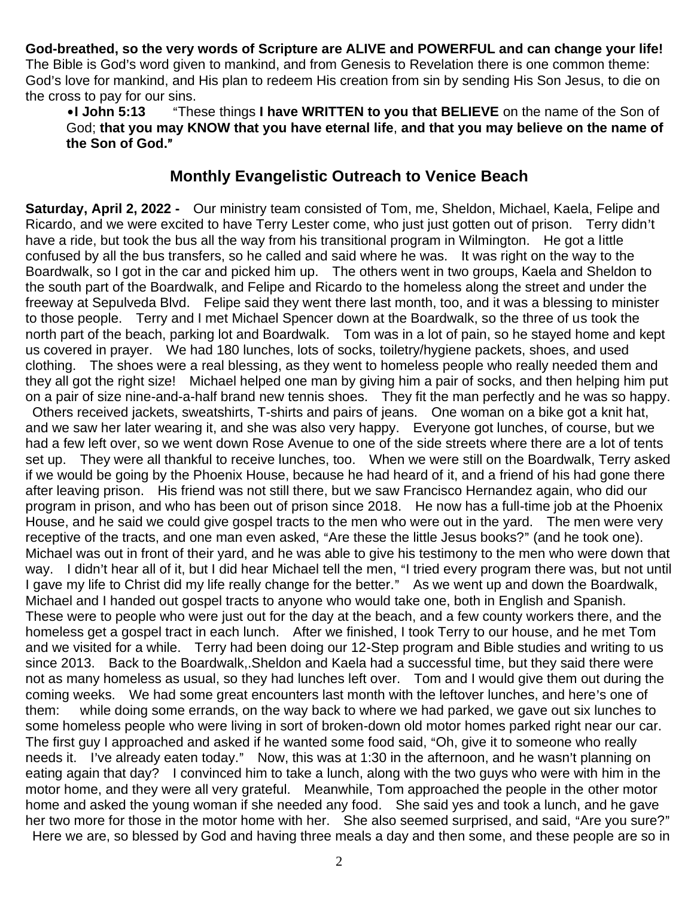**God-breathed, so the very words of Scripture are ALIVE and POWERFUL and can change your life!** The Bible is God's word given to mankind, and from Genesis to Revelation there is one common theme: God's love for mankind, and His plan to redeem His creation from sin by sending His Son Jesus, to die on the cross to pay for our sins.

- **I John 5:13** "These things **I have WRITTEN to you that BELIEVE** on the name of the Son of God; **that you may KNOW that you have eternal life**, **and that you may believe on the name of the Son of God."**

## Monthly Evangelistic Outreach to Venice Beach

**Saturday, April 2, 2022 -** Our ministry team consisted of Tom, me, Sheldon, Michael, Kaela, Felipe and Ricardo, and we were excited to have Terry Lester come, who just just gotten out of prison. Terry didn't have a ride, but took the bus all the way from his transitional program in Wilmington. He got a little confused by all the bus transfers, so he called and said where he was. It was right on the way to the Boardwalk, so I got in the car and picked him up. The others went in two groups, Kaela and Sheldon to the south part of the Boardwalk, and Felipe and Ricardo to the homeless along the street and under the freeway at Sepulveda Blvd. Felipe said they went there last month, too, and it was a blessing to minister to those people. Terry and I met Michael Spencer down at the Boardwalk, so the three of us took the north part of the beach, parking lot and Boardwalk. Tom was in a lot of pain, so he stayed home and kept us covered in prayer. We had 180 lunches, lots of socks, toiletry/hygiene packets, shoes, and used clothing. The shoes were a real blessing, as they went to homeless people who really needed them and they all got the right size! Michael helped one man by giving him a pair of socks, and then helping him put on a pair of size nine-and-a-half brand new tennis shoes. They fit the man perfectly and he was so happy. Others received jackets, sweatshirts, T-shirts and pairs of jeans. One woman on a bike got a knit hat, and we saw her later wearing it, and she was also very happy. Everyone got lunches, of course, but we had a few left over, so we went down Rose Avenue to one of the side streets where there are a lot of tents set up. They were all thankful to receive lunches, too. When we were still on the Boardwalk, Terry asked if we would be going by the Phoenix House, because he had heard of it, and a friend of his had gone there after leaving prison. His friend was not still there, but we saw Francisco Hernandez again, who did our program in prison, and who has been out of prison since 2018. He now has a full-time job at the Phoenix House, and he said we could give gospel tracts to the men who were out in the yard. The men were very receptive of the tracts, and one man even asked, "Are these the little Jesus books?" (and he took one). Michael was out in front of their yard, and he was able to give his testimony to the men who were down that way. I didn't hear all of it, but I did hear Michael tell the men, "I tried every program there was, but not until I gave my life to Christ did my life really change for the better." As we went up and down the Boardwalk, Michael and I handed out gospel tracts to anyone who would take one, both in English and Spanish. These were to people who were just out for the day at the beach, and a few county workers there, and the homeless get a gospel tract in each lunch. After we finished, I took Terry to our house, and he met Tom and we visited for a while. Terry had been doing our 12-Step program and Bible studies and writing to us since 2013. Back to the Boardwalk,.Sheldon and Kaela had a successful time, but they said there were not as many homeless as usual, so they had lunches left over. Tom and I would give them out during the coming weeks. We had some great encounters last month with the leftover lunches, and here's one of them: while doing some errands, on the way back to where we had parked, we gave out six lunches to some homeless people who were living in sort of broken-down old motor homes parked right near our car. The first guy I approached and asked if he wanted some food said, "Oh, give it to someone who really needs it. I've already eaten today." Now, this was at 1:30 in the afternoon, and he wasn't planning on eating again that day? I convinced him to take a lunch, along with the two guys who were with him in the motor home, and they were all very grateful. Meanwhile, Tom approached the people in the other motor home and asked the young woman if she needed any food. She said yes and took a lunch, and he gave her two more for those in the motor home with her. She also seemed surprised, and said, "Are you sure?" Here we are, so blessed by God and having three meals a day and then some, and these people are so in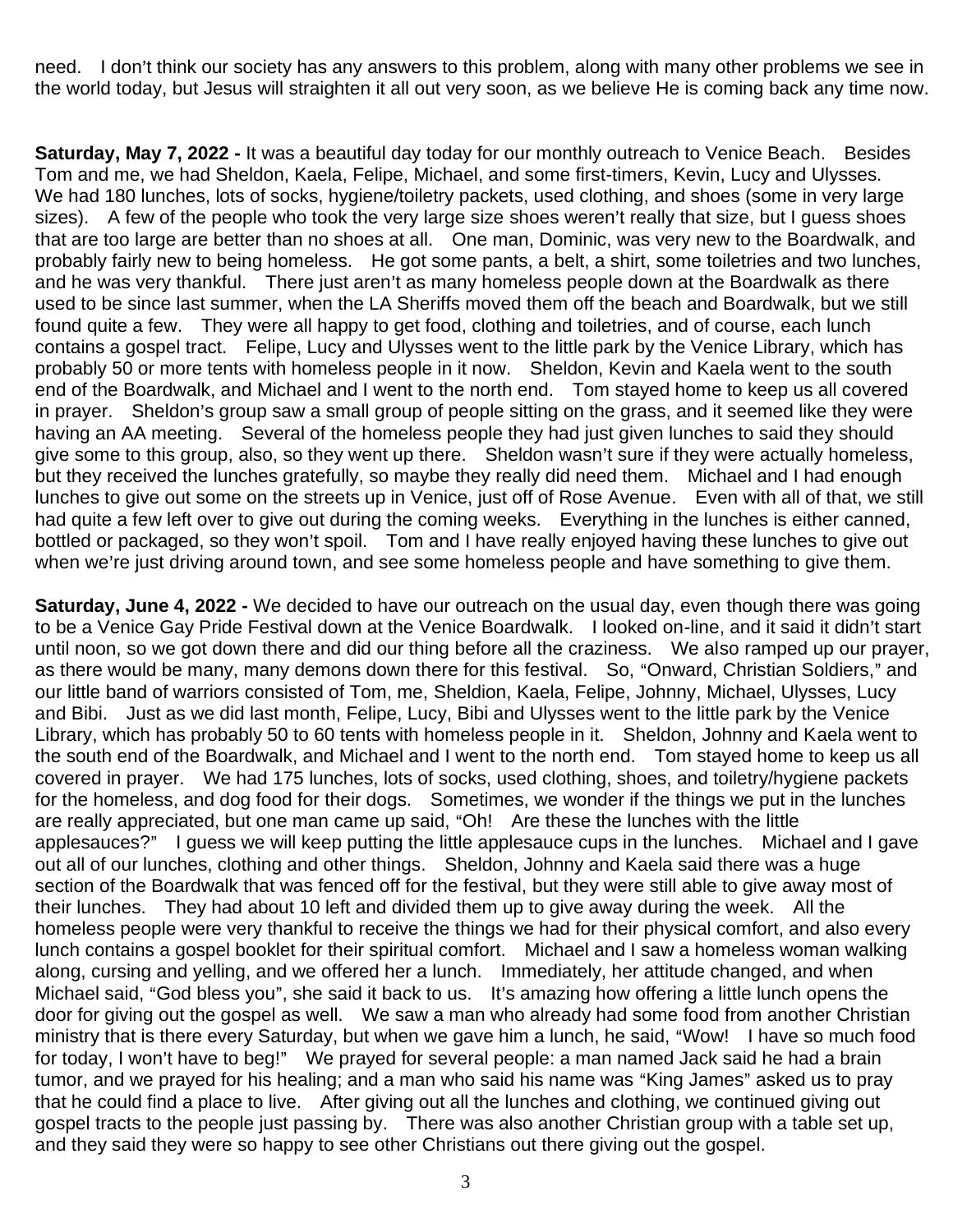need. I don't think our society has any answers to this problem, along with many other problems we see in the world today, but Jesus will straighten it all out very soon, as we believe He is coming back any time now.

**Saturday, May 7, 2022 -** It was a beautiful day today for our monthly outreach to Venice Beach. Besides Tom and me, we had Sheldon, Kaela, Felipe, Michael, and some first-timers, Kevin, Lucy and Ulysses. We had 180 lunches, lots of socks, hygiene/toiletry packets, used clothing, and shoes (some in very large sizes). A few of the people who took the very large size shoes weren't really that size, but I guess shoes that are too large are better than no shoes at all. One man, Dominic, was very new to the Boardwalk, and probably fairly new to being homeless. He got some pants, a belt, a shirt, some toiletries and two lunches, and he was very thankful. There just aren't as many homeless people down at the Boardwalk as there used to be since last summer, when the LA Sheriffs moved them off the beach and Boardwalk, but we still found quite a few. They were all happy to get food, clothing and toiletries, and of course, each lunch contains a gospel tract. Felipe, Lucy and Ulysses went to the little park by the Venice Library, which has probably 50 or more tents with homeless people in it now. Sheldon, Kevin and Kaela went to the south end of the Boardwalk, and Michael and I went to the north end. Tom stayed home to keep us all covered in prayer. Sheldon's group saw a small group of people sitting on the grass, and it seemed like they were having an AA meeting. Several of the homeless people they had just given lunches to said they should give some to this group, also, so they went up there. Sheldon wasn't sure if they were actually homeless, but they received the lunches gratefully, so maybe they really did need them. Michael and I had enough lunches to give out some on the streets up in Venice, just off of Rose Avenue. Even with all of that, we still had quite a few left over to give out during the coming weeks. Everything in the lunches is either canned, bottled or packaged, so they won't spoil. Tom and I have really enjoyed having these lunches to give out when we're just driving around town, and see some homeless people and have something to give them.

**Saturday, June 4, 2022 -** We decided to have our outreach on the usual day, even though there was going to be a Venice Gay Pride Festival down at the Venice Boardwalk. I looked on-line, and it said it didn't start until noon, so we got down there and did our thing before all the craziness. We also ramped up our prayer, as there would be many, many demons down there for this festival. So, "Onward, Christian Soldiers," and our little band of warriors consisted of Tom, me, Sheldion, Kaela, Felipe, Johnny, Michael, Ulysses, Lucy and Bibi. Just as we did last month, Felipe, Lucy, Bibi and Ulysses went to the little park by the Venice Library, which has probably 50 to 60 tents with homeless people in it. Sheldon, Johnny and Kaela went to the south end of the Boardwalk, and Michael and I went to the north end. Tom stayed home to keep us all covered in prayer. We had 175 lunches, lots of socks, used clothing, shoes, and toiletry/hygiene packets for the homeless, and dog food for their dogs. Sometimes, we wonder if the things we put in the lunches are really appreciated, but one man came up said, "Oh! Are these the lunches with the little applesauces?" I guess we will keep putting the little applesauce cups in the lunches. Michael and I gave out all of our lunches, clothing and other things. Sheldon, Johnny and Kaela said there was a huge section of the Boardwalk that was fenced off for the festival, but they were still able to give away most of their lunches. They had about 10 left and divided them up to give away during the week. All the homeless people were very thankful to receive the things we had for their physical comfort, and also every lunch contains a gospel booklet for their spiritual comfort. Michael and I saw a homeless woman walking along, cursing and yelling, and we offered her a lunch. Immediately, her attitude changed, and when Michael said, "God bless you", she said it back to us. It's amazing how offering a little lunch opens the door for giving out the gospel as well. We saw a man who already had some food from another Christian ministry that is there every Saturday, but when we gave him a lunch, he said, "Wow! I have so much food for today, I won't have to beg!" We prayed for several people: a man named Jack said he had a brain tumor, and we prayed for his healing; and a man who said his name was "King James" asked us to pray that he could find a place to live. After giving out all the lunches and clothing, we continued giving out gospel tracts to the people just passing by. There was also another Christian group with a table set up, and they said they were so happy to see other Christians out there giving out the gospel.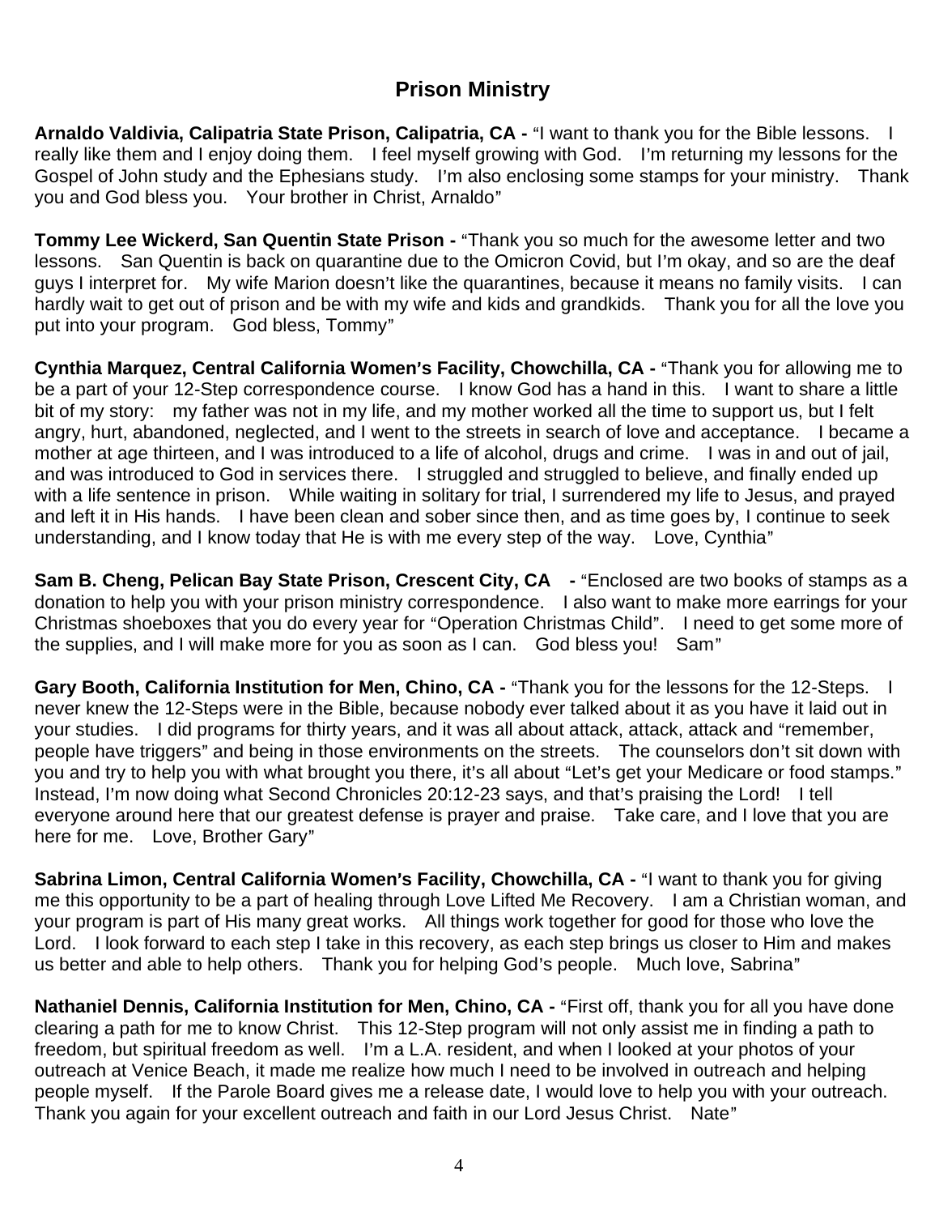# Prison Ministry

**Arnaldo Valdivia, Calipatria State Prison, Calipatria, CA -** "I want to thank you for the Bible lessons. I really like them and I enjoy doing them. I feel myself growing with God. I'm returning my lessons for the Gospel of John study and the Ephesians study. I'm also enclosing some stamps for your ministry. Thank you and God bless you. Your brother in Christ, Arnaldo"

**Tommy Lee Wickerd, San Quentin State Prison -** "Thank you so much for the awesome letter and two lessons. San Quentin is back on quarantine due to the Omicron Covid, but I'm okay, and so are the deaf guys I interpret for. My wife Marion doesn't like the quarantines, because it means no family visits. I can hardly wait to get out of prison and be with my wife and kids and grandkids. Thank you for all the love you put into your program. God bless, Tommy"

**Cynthia Marquez, Central California Women's Facility, Chowchilla, CA -** "Thank you for allowing me to be a part of your 12-Step correspondence course. I know God has a hand in this. I want to share a little bit of my story: my father was not in my life, and my mother worked all the time to support us, but I felt angry, hurt, abandoned, neglected, and I went to the streets in search of love and acceptance. I became a mother at age thirteen, and I was introduced to a life of alcohol, drugs and crime. I was in and out of jail, and was introduced to God in services there. I struggled and struggled to believe, and finally ended up with a life sentence in prison. While waiting in solitary for trial, I surrendered my life to Jesus, and prayed and left it in His hands. I have been clean and sober since then, and as time goes by, I continue to seek understanding, and I know today that He is with me every step of the way. Love, Cynthia"

**Sam B. Cheng, Pelican Bay State Prison, Crescent City, CA -** "Enclosed are two books of stamps as a donation to help you with your prison ministry correspondence. I also want to make more earrings for your Christmas shoeboxes that you do every year for "Operation Christmas Child". I need to get some more of the supplies, and I will make more for you as soon as I can. God bless you! Sam"

**Gary Booth, California Institution for Men, Chino, CA -** "Thank you for the lessons for the 12-Steps. I never knew the 12-Steps were in the Bible, because nobody ever talked about it as you have it laid out in your studies. I did programs for thirty years, and it was all about attack, attack, attack and "remember, people have triggers" and being in those environments on the streets. The counselors don't sit down with you and try to help you with what brought you there, it's all about "Let's get your Medicare or food stamps." Instead, I'm now doing what Second Chronicles 20:12-23 says, and that's praising the Lord! I tell everyone around here that our greatest defense is prayer and praise. Take care, and I love that you are here for me. Love, Brother Gary"

**Sabrina Limon, Central California Women's Facility, Chowchilla, CA -** "I want to thank you for giving me this opportunity to be a part of healing through Love Lifted Me Recovery. I am a Christian woman, and your program is part of His many great works. All things work together for good for those who love the Lord. I look forward to each step I take in this recovery, as each step brings us closer to Him and makes us better and able to help others. Thank you for helping God's people. Much love, Sabrina"

**Nathaniel Dennis, California Institution for Men, Chino, CA -** "First off, thank you for all you have done clearing a path for me to know Christ. This 12-Step program will not only assist me in finding a path to freedom, but spiritual freedom as well. I'm a L.A. resident, and when I looked at your photos of your outreach at Venice Beach, it made me realize how much I need to be involved in outreach and helping people myself. If the Parole Board gives me a release date, I would love to help you with your outreach. Thank you again for your excellent outreach and faith in our Lord Jesus Christ. Nate"